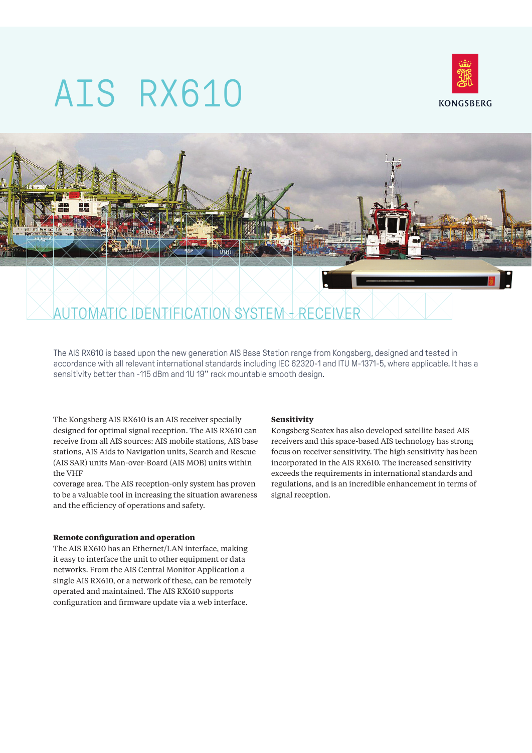# AIS RX610

KONGSBERG

## AUTOMATIC IDENTIFICATION SYSTEM - RECEIVER

The AIS RX610 is based upon the new generation AIS Base Station range from Kongsberg, designed and tested in accordance with all relevant international standards including IEC 62320-1 and ITU M-1371-5, where applicable. It has a sensitivity better than -115 dBm and 1U 19" rack mountable smooth design.

The Kongsberg AIS RX610 is an AIS receiver specially designed for optimal signal reception. The AIS RX610 can receive from all AIS sources: AIS mobile stations, AIS base stations, AIS Aids to Navigation units, Search and Rescue (AIS SAR) units Man-over-Board (AIS MOB) units within the VHF
coverage area. The AIS reception-only system has proven to be a valuable tool in increasing the situation awareness and the efficiency of operations and safety.

**Remote configuration and operation**
The AIS RX610 has an Ethernet/LAN interface, making it easy to interface the unit to other equipment or data networks. From the AIS Central Monitor Application a single AIS RX610, or a network of these, can be remotely operated and maintained. The AIS RX610 supports configuration and firmware update via a web interface.

**Sensitivity**
Kongsberg Seatex has also developed satellite based AIS receivers and this space-based AIS technology has strong focus on receiver sensitivity. The high sensitivity has been incorporated in the AIS RX610. The increased sensitivity exceeds the requirements in international standards and regulations, and is an incredible enhancement in terms of signal reception.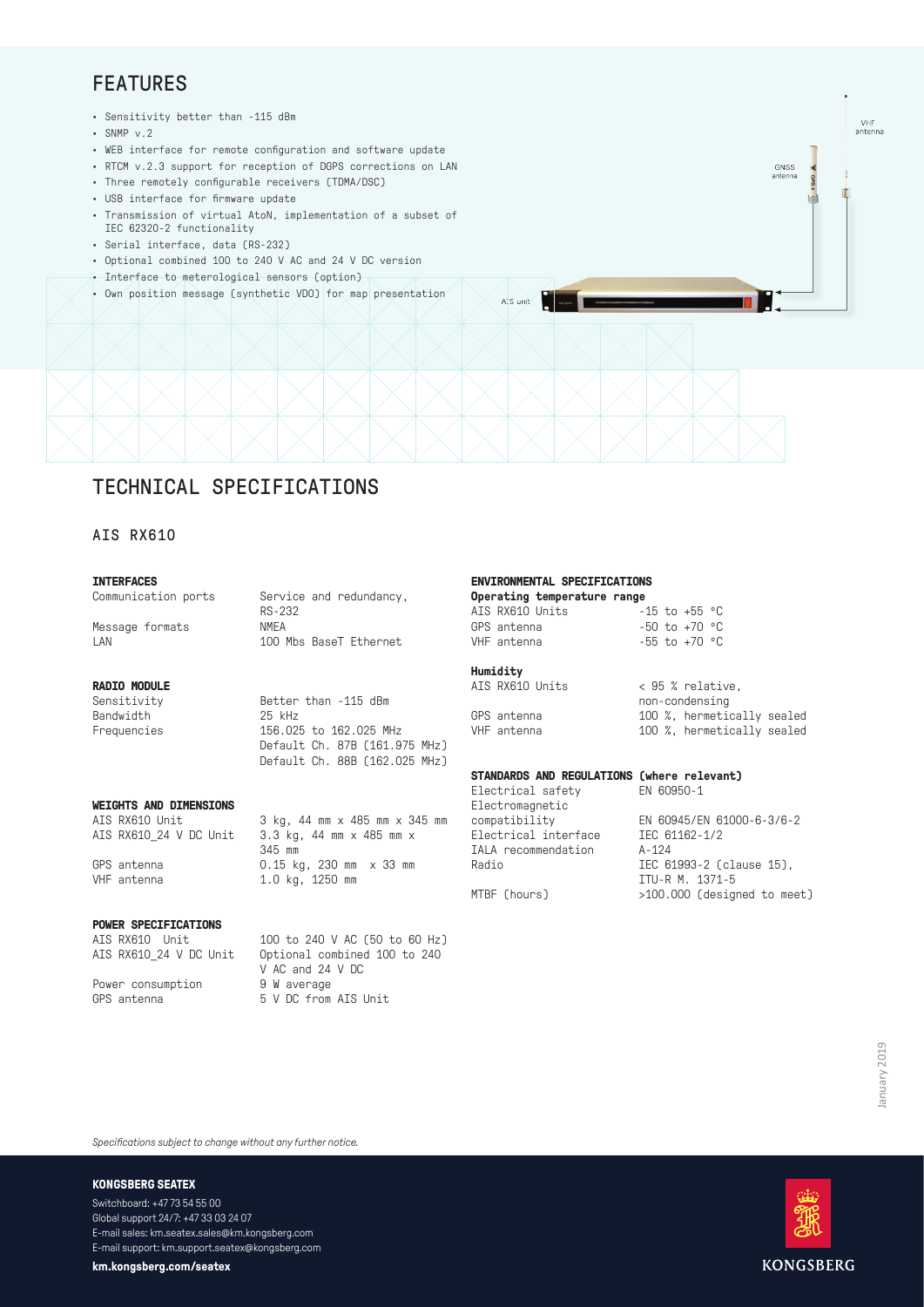## FEATURES

- Sensitivity better than -115 dBm
- SNMP v.2
- WEB interface for remote configuration and software update
- RTCM v.2.3 support for reception of DGPS corrections on LAN
- Three remotely configurable receivers (TDMA/DSC)
- USB interface for firmware update
- Transmission of virtual AtoN, implementation of a subset of IEC 62320-2 functionality
- Serial interface, data (RS-232)
- Optional combined 100 to 240 V AC and 24 V DC version
- Interface to meterological sensors (option)
- Own position message (synthetic VDO) for map presentation

VHF antenna

GNSS antenna

AIS unit

# TECHNICAL SPECIFICATIONS

## AIS RX610

**INTERFACES**

| | |
|---|---|
| Communication ports | Service and redundancy, RS-232 |
| Message formats | NMEA |
| LAN | 100 Mbs BaseT Ethernet |

**RADIO MODULE**

| | |
|---|---|
| Sensitivity | Better than -115 dBm |
| Bandwidth | 25 kHz |
| Frequencies | 156.025 to 162.025 MHz<br>Default Ch. 87B (161.975 MHz)<br>Default Ch. 88B (162.025 MHz) |

**WEIGHTS AND DIMENSIONS**

| | |
|---|---|
| AIS RX610 Unit | 3 kg, 44 mm x 485 mm x 345 mm |
| AIS RX610_24 V DC Unit | 3.3 kg, 44 mm x 485 mm x 345 mm |
| GPS antenna | 0.15 kg, 230 mm x 33 mm |
| VHF antenna | 1.0 kg, 1250 mm |

**POWER SPECIFICATIONS**

| | |
|---|---|
| AIS RX610 Unit | 100 to 240 V AC (50 to 60 Hz) |
| AIS RX610_24 V DC Unit | Optional combined 100 to 240 V AC and 24 V DC |
| Power consumption | 9 W average |
| GPS antenna | 5 V DC from AIS Unit |

**ENVIRONMENTAL SPECIFICATIONS**

**Operating temperature range**

| | |
|---|---|
| AIS RX610 Units | -15 to +55 °C |
| GPS antenna | -50 to +70 °C |
| VHF antenna | -55 to +70 °C |

**Humidity**

| | |
|---|---|
| AIS RX610 Units | < 95 % relative, non-condensing |
| GPS antenna | 100 %, hermetically sealed |
| VHF antenna | 100 %, hermetically sealed |

**STANDARDS AND REGULATIONS (where relevant)**

| | |
|---|---|
| Electrical safety | EN 60950-1 |
| Electromagnetic compatibility | EN 60945/EN 61000-6-3/6-2 |
| Electrical interface | IEC 61162-1/2 |
| IALA recommendation | A-124 |
| Radio | IEC 61993-2 (clause 15), ITU-R M. 1371-5 |
| MTBF (hours) | >100.000 (designed to meet) |

January 2019

*Specifications subject to change without any further notice.*

**KONGSBERG SEATEX**

Switchboard: +47 73 54 55 00
Global support 24/7: +47 33 03 24 07
E-mail sales: km.seatex.sales@km.kongsberg.com
E-mail support: km.support.seatex@kongsberg.com

**km.kongsberg.com/seatex**

KONGSBERG